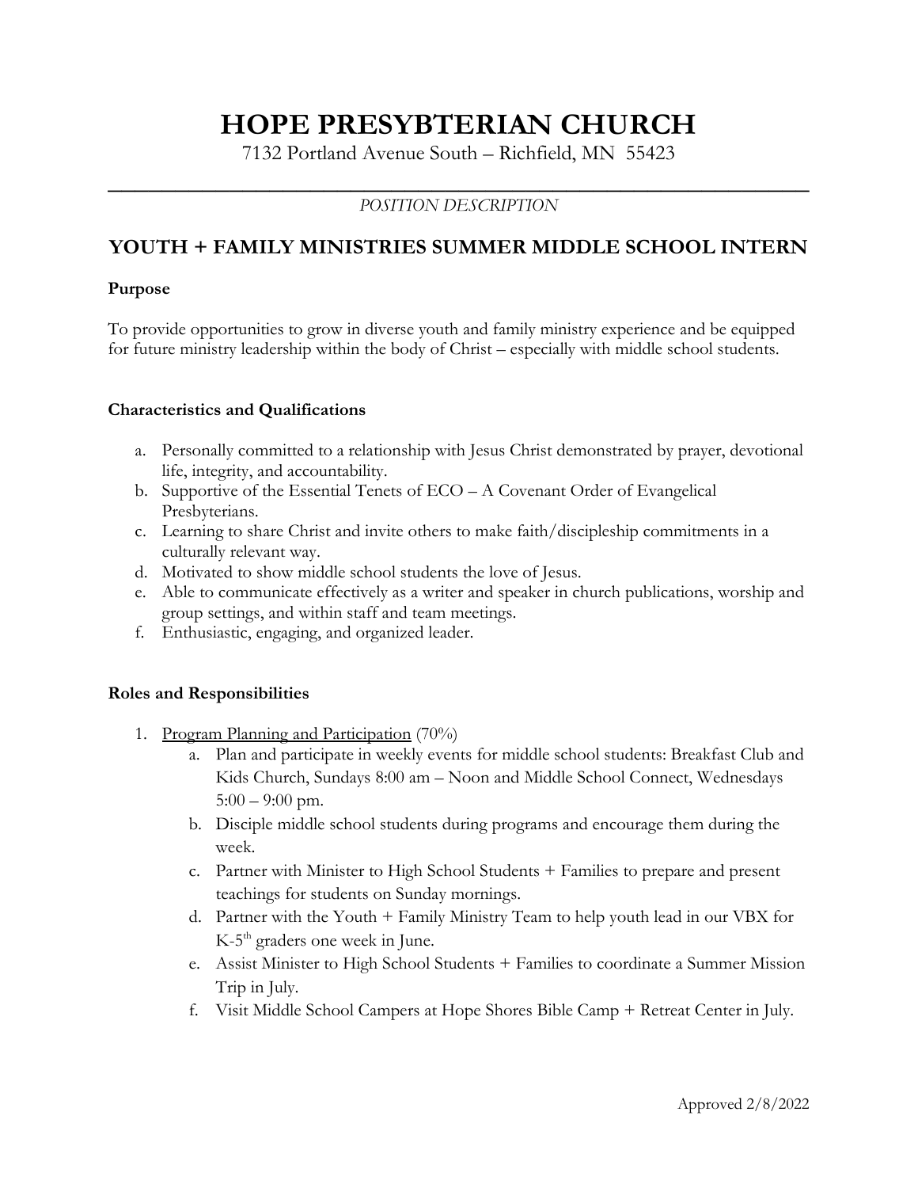# HOPE PRESYBTERIAN CHURCH

7132 Portland Avenue South – Richfield, MN 55423

---

*POSITION DESCRIPTION*

## YOUTH + FAMILY MINISTRIES SUMMER MIDDLE SCHOOL INTERN

### Purpose

To provide opportunities to grow in diverse youth and family ministry experience and be equipped for future ministry leadership within the body of Christ – especially with middle school students.

### Characteristics and Qualifications

a. Personally committed to a relationship with Jesus Christ demonstrated by prayer, devotional life, integrity, and accountability.
b. Supportive of the Essential Tenets of ECO – A Covenant Order of Evangelical Presbyterians.
c. Learning to share Christ and invite others to make faith/discipleship commitments in a culturally relevant way.
d. Motivated to show middle school students the love of Jesus.
e. Able to communicate effectively as a writer and speaker in church publications, worship and group settings, and within staff and team meetings.
f. Enthusiastic, engaging, and organized leader.

### Roles and Responsibilities

1. Program Planning and Participation (70%)
    a. Plan and participate in weekly events for middle school students: Breakfast Club and Kids Church, Sundays 8:00 am – Noon and Middle School Connect, Wednesdays 5:00 – 9:00 pm.
    b. Disciple middle school students during programs and encourage them during the week.
    c. Partner with Minister to High School Students + Families to prepare and present teachings for students on Sunday mornings.
    d. Partner with the Youth + Family Ministry Team to help youth lead in our VBX for K-5th graders one week in June.
    e. Assist Minister to High School Students + Families to coordinate a Summer Mission Trip in July.
    f. Visit Middle School Campers at Hope Shores Bible Camp + Retreat Center in July.

Approved 2/8/2022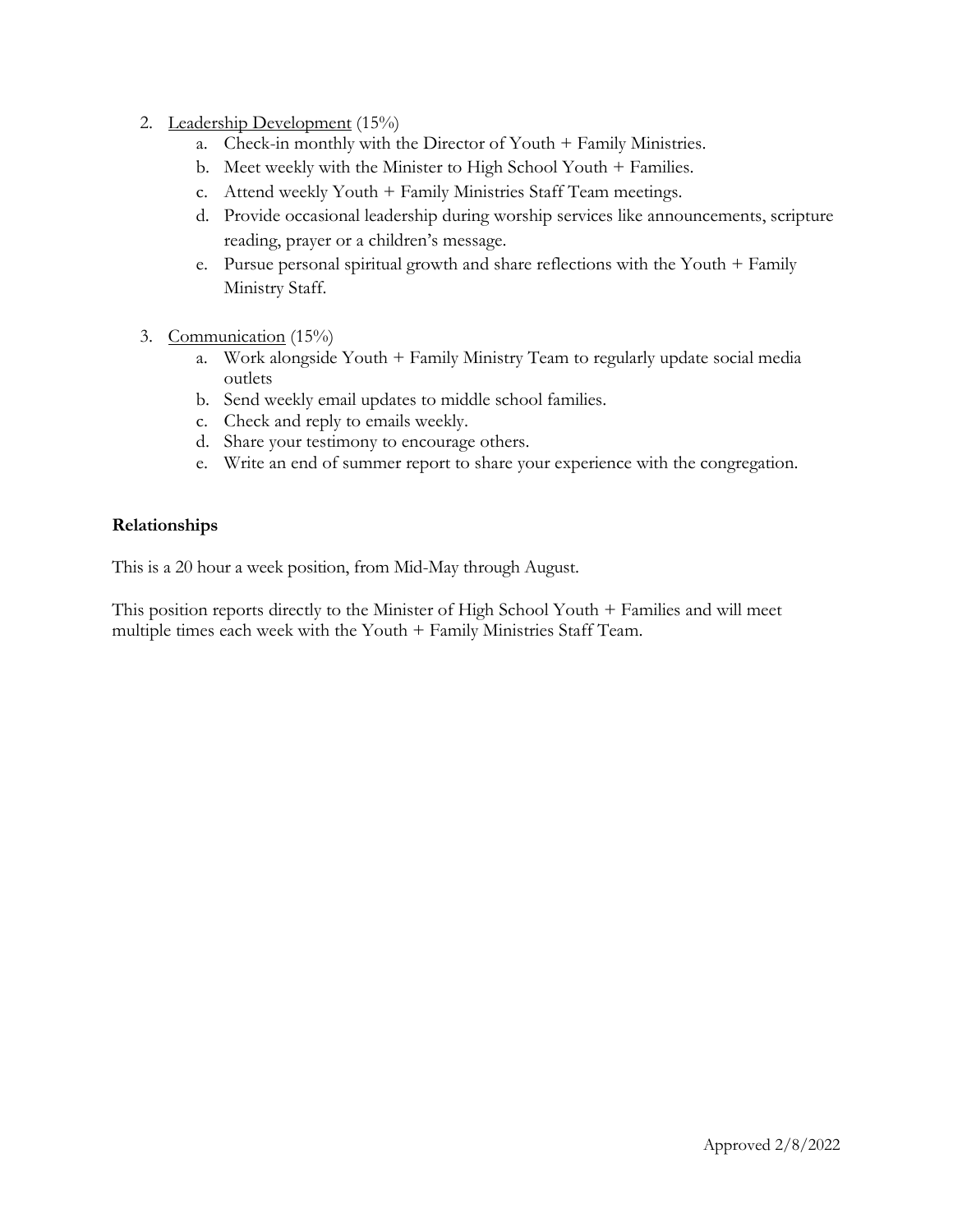2. <u>Leadership Development</u> (15%)
    a. Check-in monthly with the Director of Youth + Family Ministries.
    b. Meet weekly with the Minister to High School Youth + Families.
    c. Attend weekly Youth + Family Ministries Staff Team meetings.
    d. Provide occasional leadership during worship services like announcements, scripture reading, prayer or a children's message.
    e. Pursue personal spiritual growth and share reflections with the Youth + Family Ministry Staff.

3. <u>Communication</u> (15%)
    a. Work alongside Youth + Family Ministry Team to regularly update social media outlets
    b. Send weekly email updates to middle school families.
    c. Check and reply to emails weekly.
    d. Share your testimony to encourage others.
    e. Write an end of summer report to share your experience with the congregation.

**Relationships**

This is a 20 hour a week position, from Mid-May through August.

This position reports directly to the Minister of High School Youth + Families and will meet multiple times each week with the Youth + Family Ministries Staff Team.

Approved 2/8/2022